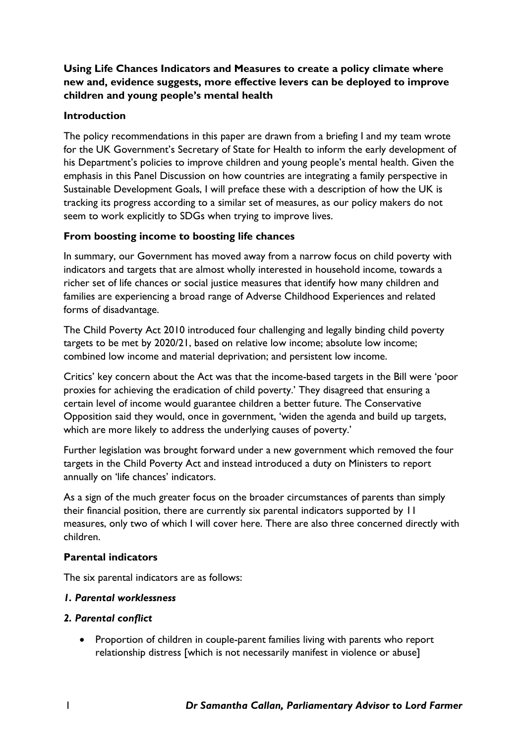**Using Life Chances Indicators and Measures to create a policy climate where new and, evidence suggests, more effective levers can be deployed to improve children and young people's mental health**

## Introduction

The policy recommendations in this paper are drawn from a briefing I and my team wrote for the UK Government's Secretary of State for Health to inform the early development of his Department's policies to improve children and young people's mental health. Given the emphasis in this Panel Discussion on how countries are integrating a family perspective in Sustainable Development Goals, I will preface these with a description of how the UK is tracking its progress according to a similar set of measures, as our policy makers do not seem to work explicitly to SDGs when trying to improve lives.

## From boosting income to boosting life chances

In summary, our Government has moved away from a narrow focus on child poverty with indicators and targets that are almost wholly interested in household income, towards a richer set of life chances or social justice measures that identify how many children and families are experiencing a broad range of Adverse Childhood Experiences and related forms of disadvantage.

The Child Poverty Act 2010 introduced four challenging and legally binding child poverty targets to be met by 2020/21, based on relative low income; absolute low income; combined low income and material deprivation; and persistent low income.

Critics' key concern about the Act was that the income-based targets in the Bill were 'poor proxies for achieving the eradication of child poverty.' They disagreed that ensuring a certain level of income would guarantee children a better future. The Conservative Opposition said they would, once in government, 'widen the agenda and build up targets, which are more likely to address the underlying causes of poverty.'

Further legislation was brought forward under a new government which removed the four targets in the Child Poverty Act and instead introduced a duty on Ministers to report annually on 'life chances' indicators.

As a sign of the much greater focus on the broader circumstances of parents than simply their financial position, there are currently six parental indicators supported by 11 measures, only two of which I will cover here. There are also three concerned directly with children.

## Parental indicators

The six parental indicators are as follows:

### *1. Parental worklessness*

### *2. Parental conflict*

- Proportion of children in couple-parent families living with parents who report relationship distress [which is not necessarily manifest in violence or abuse]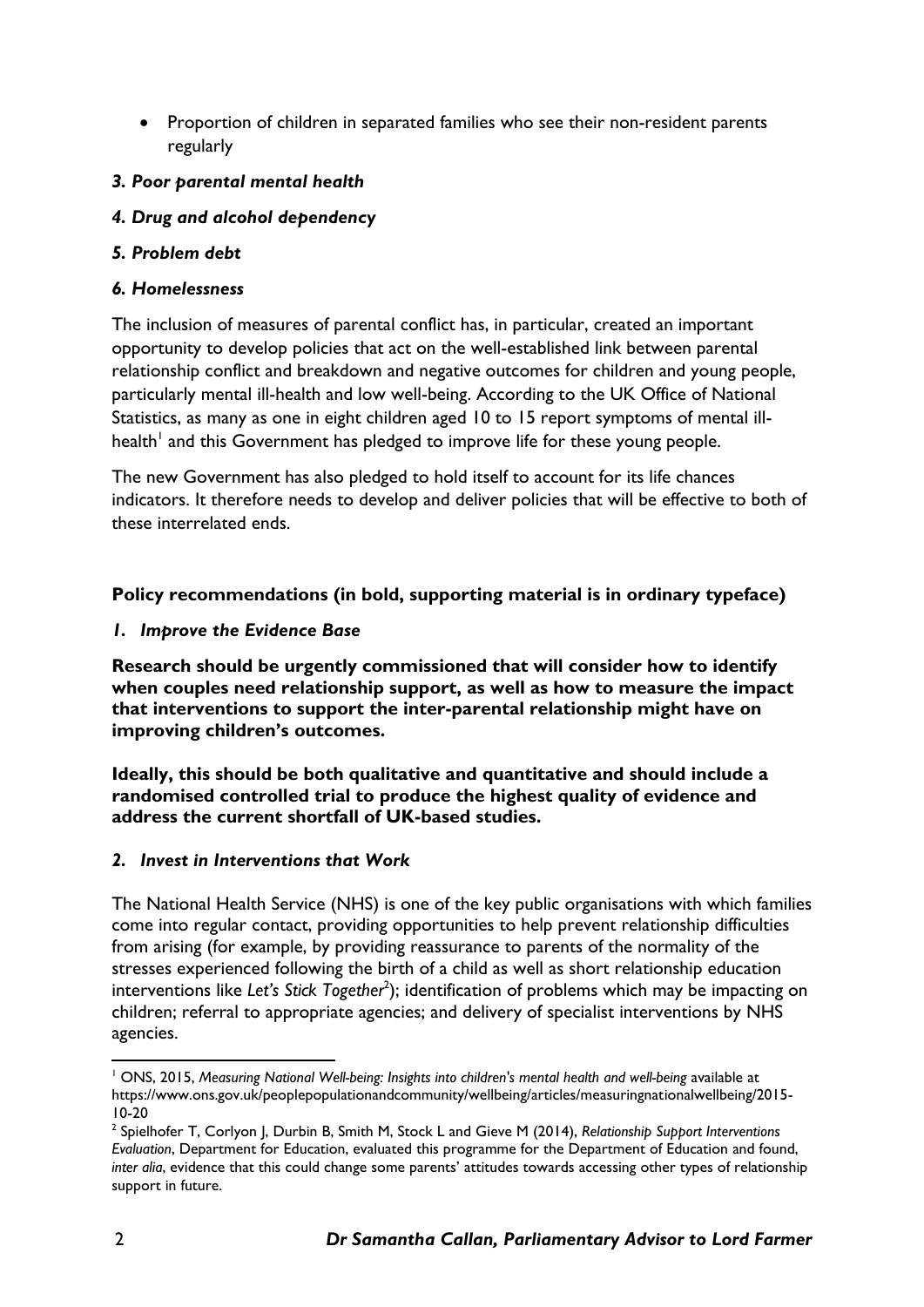- Proportion of children in separated families who see their non-resident parents regularly

***3. Poor parental mental health***

***4. Drug and alcohol dependency***

***5. Problem debt***

***6. Homelessness***

The inclusion of measures of parental conflict has, in particular, created an important opportunity to develop policies that act on the well-established link between parental relationship conflict and breakdown and negative outcomes for children and young people, particularly mental ill-health and low well-being. According to the UK Office of National Statistics, as many as one in eight children aged 10 to 15 report symptoms of mental ill-health[1] and this Government has pledged to improve life for these young people.

The new Government has also pledged to hold itself to account for its life chances indicators. It therefore needs to develop and deliver policies that will be effective to both of these interrelated ends.

**Policy recommendations (in bold, supporting material is in ordinary typeface)**

***1. Improve the Evidence Base***

**Research should be urgently commissioned that will consider how to identify when couples need relationship support, as well as how to measure the impact that interventions to support the inter-parental relationship might have on improving children's outcomes.**

**Ideally, this should be both qualitative and quantitative and should include a randomised controlled trial to produce the highest quality of evidence and address the current shortfall of UK-based studies.**

***2. Invest in Interventions that Work***

The National Health Service (NHS) is one of the key public organisations with which families come into regular contact, providing opportunities to help prevent relationship difficulties from arising (for example, by providing reassurance to parents of the normality of the stresses experienced following the birth of a child as well as short relationship education interventions like *Let's Stick Together*[2]); identification of problems which may be impacting on children; referral to appropriate agencies; and delivery of specialist interventions by NHS agencies.

---

[1] ONS, 2015, *Measuring National Well-being: Insights into children's mental health and well-being* available at https://www.ons.gov.uk/peoplepopulationandcommunity/wellbeing/articles/measuringnationalwellbeing/2015-10-20

[2] Spielhofer T, Corlyon J, Durbin B, Smith M, Stock L and Gieve M (2014), *Relationship Support Interventions Evaluation*, Department for Education, evaluated this programme for the Department of Education and found, *inter alia*, evidence that this could change some parents' attitudes towards accessing other types of relationship support in future.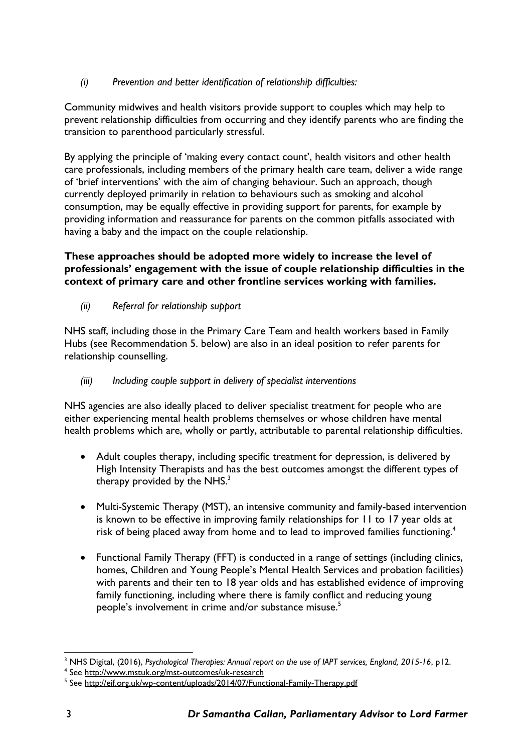*(i) Prevention and better identification of relationship difficulties:*

Community midwives and health visitors provide support to couples which may help to prevent relationship difficulties from occurring and they identify parents who are finding the transition to parenthood particularly stressful.

By applying the principle of 'making every contact count', health visitors and other health care professionals, including members of the primary health care team, deliver a wide range of 'brief interventions' with the aim of changing behaviour. Such an approach, though currently deployed primarily in relation to behaviours such as smoking and alcohol consumption, may be equally effective in providing support for parents, for example by providing information and reassurance for parents on the common pitfalls associated with having a baby and the impact on the couple relationship.

**These approaches should be adopted more widely to increase the level of professionals' engagement with the issue of couple relationship difficulties in the context of primary care and other frontline services working with families.**

*(ii) Referral for relationship support*

NHS staff, including those in the Primary Care Team and health workers based in Family Hubs (see Recommendation 5. below) are also in an ideal position to refer parents for relationship counselling.

*(iii) Including couple support in delivery of specialist interventions*

NHS agencies are also ideally placed to deliver specialist treatment for people who are either experiencing mental health problems themselves or whose children have mental health problems which are, wholly or partly, attributable to parental relationship difficulties.

- Adult couples therapy, including specific treatment for depression, is delivered by High Intensity Therapists and has the best outcomes amongst the different types of therapy provided by the NHS.[3]

- Multi-Systemic Therapy (MST), an intensive community and family-based intervention is known to be effective in improving family relationships for 11 to 17 year olds at risk of being placed away from home and to lead to improved families functioning.[4]

- Functional Family Therapy (FFT) is conducted in a range of settings (including clinics, homes, Children and Young People's Mental Health Services and probation facilities) with parents and their ten to 18 year olds and has established evidence of improving family functioning, including where there is family conflict and reducing young people's involvement in crime and/or substance misuse.[5]

---

[3] NHS Digital, (2016), *Psychological Therapies: Annual report on the use of IAPT services, England, 2015-16*, p12.

[4] See http://www.mstuk.org/mst-outcomes/uk-research

[5] See http://eif.org.uk/wp-content/uploads/2014/07/Functional-Family-Therapy.pdf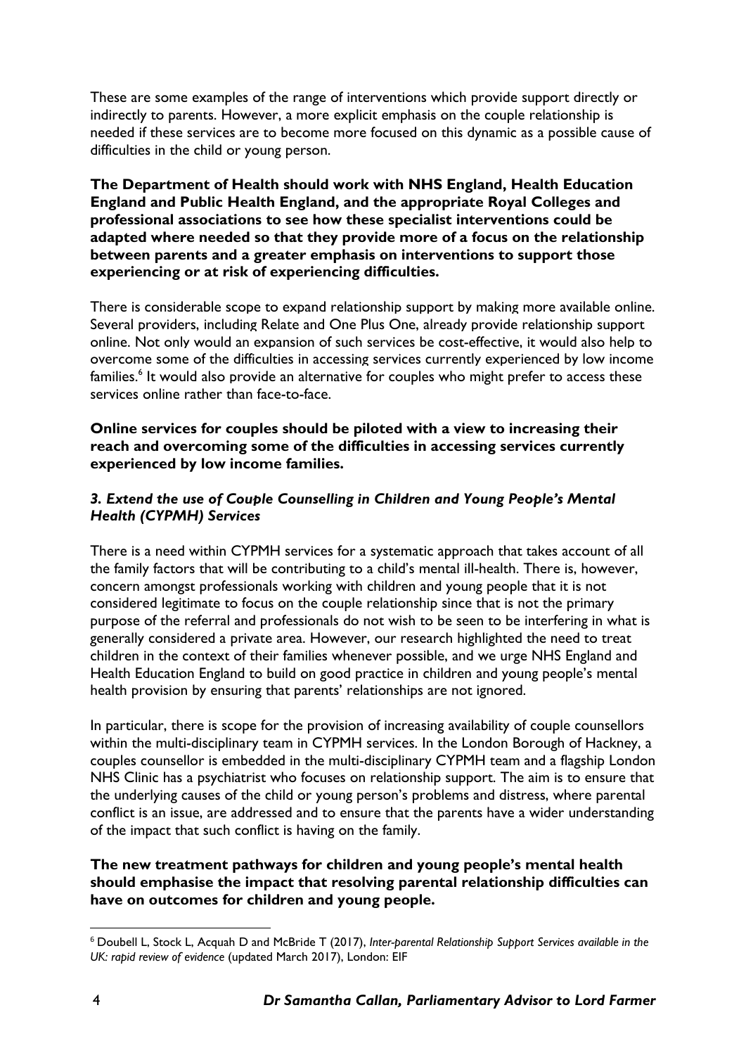These are some examples of the range of interventions which provide support directly or indirectly to parents. However, a more explicit emphasis on the couple relationship is needed if these services are to become more focused on this dynamic as a possible cause of difficulties in the child or young person.

**The Department of Health should work with NHS England, Health Education England and Public Health England, and the appropriate Royal Colleges and professional associations to see how these specialist interventions could be adapted where needed so that they provide more of a focus on the relationship between parents and a greater emphasis on interventions to support those experiencing or at risk of experiencing difficulties.**

There is considerable scope to expand relationship support by making more available online. Several providers, including Relate and One Plus One, already provide relationship support online. Not only would an expansion of such services be cost-effective, it would also help to overcome some of the difficulties in accessing services currently experienced by low income families.[6] It would also provide an alternative for couples who might prefer to access these services online rather than face-to-face.

**Online services for couples should be piloted with a view to increasing their reach and overcoming some of the difficulties in accessing services currently experienced by low income families.**

### *3. Extend the use of Couple Counselling in Children and Young People's Mental Health (CYPMH) Services*

There is a need within CYPMH services for a systematic approach that takes account of all the family factors that will be contributing to a child's mental ill-health. There is, however, concern amongst professionals working with children and young people that it is not considered legitimate to focus on the couple relationship since that is not the primary purpose of the referral and professionals do not wish to be seen to be interfering in what is generally considered a private area. However, our research highlighted the need to treat children in the context of their families whenever possible, and we urge NHS England and Health Education England to build on good practice in children and young people's mental health provision by ensuring that parents' relationships are not ignored.

In particular, there is scope for the provision of increasing availability of couple counsellors within the multi-disciplinary team in CYPMH services. In the London Borough of Hackney, a couples counsellor is embedded in the multi-disciplinary CYPMH team and a flagship London NHS Clinic has a psychiatrist who focuses on relationship support. The aim is to ensure that the underlying causes of the child or young person's problems and distress, where parental conflict is an issue, are addressed and to ensure that the parents have a wider understanding of the impact that such conflict is having on the family.

**The new treatment pathways for children and young people's mental health should emphasise the impact that resolving parental relationship difficulties can have on outcomes for children and young people.**

---

[6] Doubell L, Stock L, Acquah D and McBride T (2017), *Inter-parental Relationship Support Services available in the UK: rapid review of evidence* (updated March 2017), London: EIF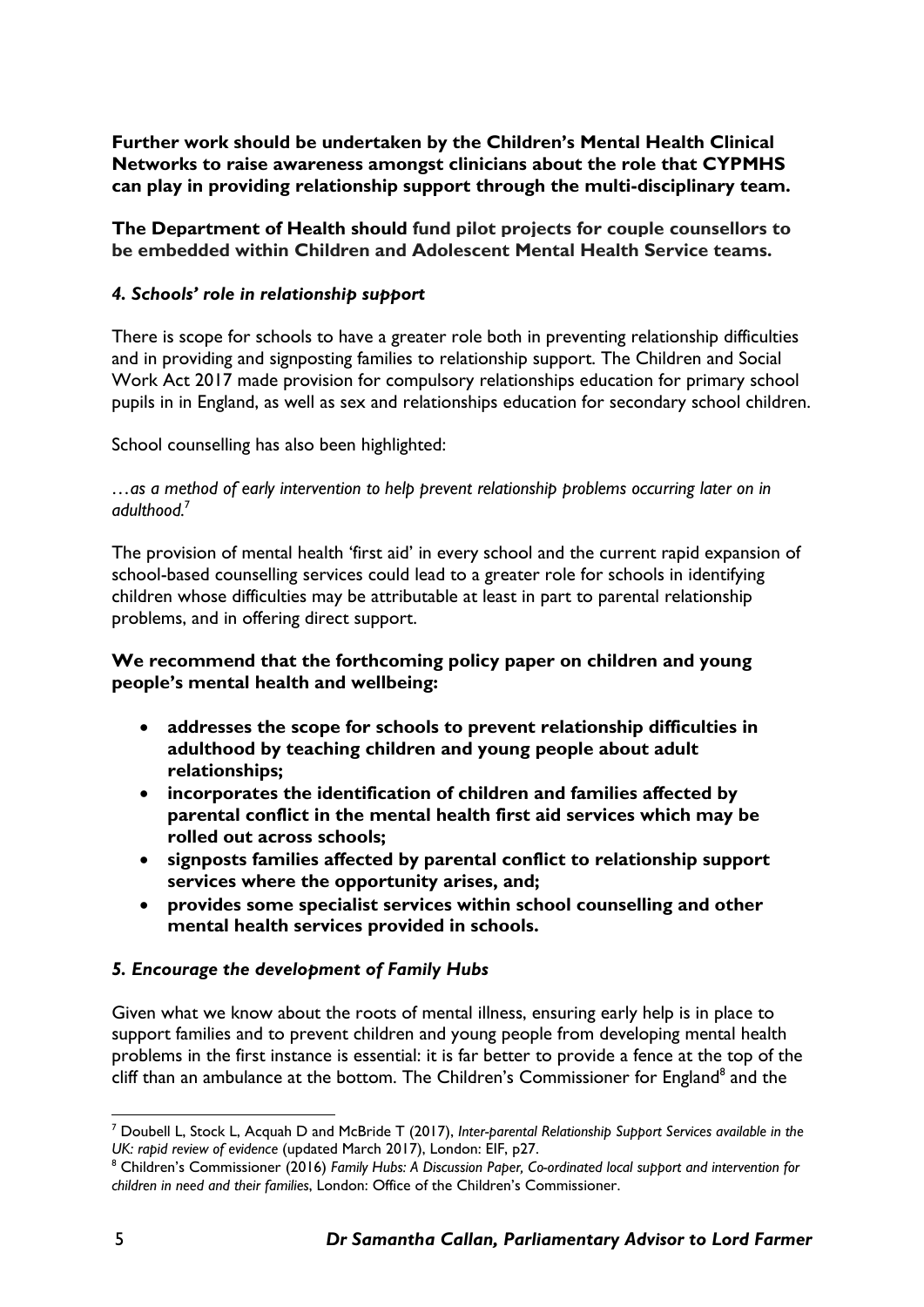**Further work should be undertaken by the Children's Mental Health Clinical Networks to raise awareness amongst clinicians about the role that CYPMHS can play in providing relationship support through the multi-disciplinary team.**

**The Department of Health should fund pilot projects for couple counsellors to be embedded within Children and Adolescent Mental Health Service teams.**

### *4. Schools' role in relationship support*

There is scope for schools to have a greater role both in preventing relationship difficulties and in providing and signposting families to relationship support. The Children and Social Work Act 2017 made provision for compulsory relationships education for primary school pupils in in England, as well as sex and relationships education for secondary school children.

School counselling has also been highlighted:

*…as a method of early intervention to help prevent relationship problems occurring later on in adulthood.*[7]

The provision of mental health 'first aid' in every school and the current rapid expansion of school-based counselling services could lead to a greater role for schools in identifying children whose difficulties may be attributable at least in part to parental relationship problems, and in offering direct support.

**We recommend that the forthcoming policy paper on children and young people's mental health and wellbeing:**

- **addresses the scope for schools to prevent relationship difficulties in adulthood by teaching children and young people about adult relationships;**
- **incorporates the identification of children and families affected by parental conflict in the mental health first aid services which may be rolled out across schools;**
- **signposts families affected by parental conflict to relationship support services where the opportunity arises, and;**
- **provides some specialist services within school counselling and other mental health services provided in schools.**

### *5. Encourage the development of Family Hubs*

Given what we know about the roots of mental illness, ensuring early help is in place to support families and to prevent children and young people from developing mental health problems in the first instance is essential: it is far better to provide a fence at the top of the cliff than an ambulance at the bottom. The Children's Commissioner for England[8] and the

---

[7] Doubell L, Stock L, Acquah D and McBride T (2017), *Inter-parental Relationship Support Services available in the UK: rapid review of evidence* (updated March 2017), London: EIF, p27.

[8] Children's Commissioner (2016) *Family Hubs: A Discussion Paper, Co-ordinated local support and intervention for children in need and their families*, London: Office of the Children's Commissioner.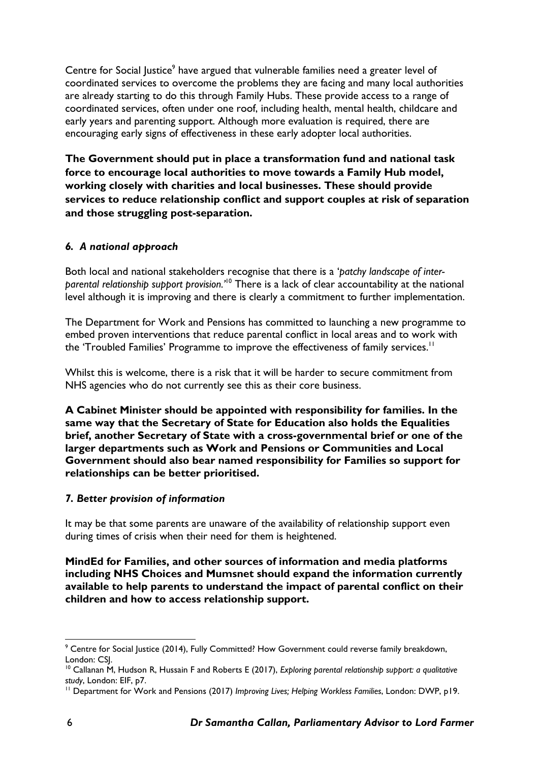Centre for Social Justice[9] have argued that vulnerable families need a greater level of coordinated services to overcome the problems they are facing and many local authorities are already starting to do this through Family Hubs. These provide access to a range of coordinated services, often under one roof, including health, mental health, childcare and early years and parenting support. Although more evaluation is required, there are encouraging early signs of effectiveness in these early adopter local authorities.

**The Government should put in place a transformation fund and national task force to encourage local authorities to move towards a Family Hub model, working closely with charities and local businesses. These should provide services to reduce relationship conflict and support couples at risk of separation and those struggling post-separation.**

### *6. A national approach*

Both local and national stakeholders recognise that there is a '*patchy landscape of inter-parental relationship support provision.*'[10] There is a lack of clear accountability at the national level although it is improving and there is clearly a commitment to further implementation.

The Department for Work and Pensions has committed to launching a new programme to embed proven interventions that reduce parental conflict in local areas and to work with the 'Troubled Families' Programme to improve the effectiveness of family services.[11]

Whilst this is welcome, there is a risk that it will be harder to secure commitment from NHS agencies who do not currently see this as their core business.

**A Cabinet Minister should be appointed with responsibility for families. In the same way that the Secretary of State for Education also holds the Equalities brief, another Secretary of State with a cross-governmental brief or one of the larger departments such as Work and Pensions or Communities and Local Government should also bear named responsibility for Families so support for relationships can be better prioritised.**

### *7. Better provision of information*

It may be that some parents are unaware of the availability of relationship support even during times of crisis when their need for them is heightened.

**MindEd for Families, and other sources of information and media platforms including NHS Choices and Mumsnet should expand the information currently available to help parents to understand the impact of parental conflict on their children and how to access relationship support.**

---

[9] Centre for Social Justice (2014), Fully Committed? How Government could reverse family breakdown, London: CSJ.

[10] Callanan M, Hudson R, Hussain F and Roberts E (2017), *Exploring parental relationship support: a qualitative study*, London: EIF, p7.

[11] Department for Work and Pensions (2017) *Improving Lives; Helping Workless Families*, London: DWP, p19.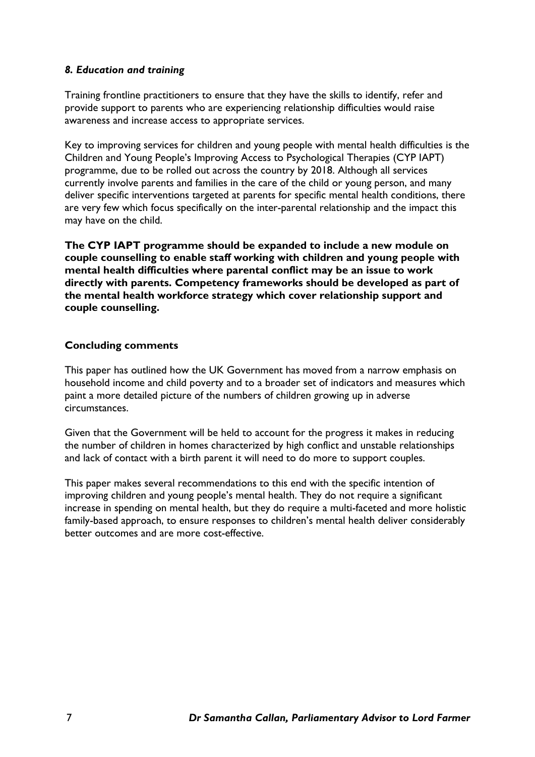### *8. Education and training*

Training frontline practitioners to ensure that they have the skills to identify, refer and provide support to parents who are experiencing relationship difficulties would raise awareness and increase access to appropriate services.

Key to improving services for children and young people with mental health difficulties is the Children and Young People's Improving Access to Psychological Therapies (CYP IAPT) programme, due to be rolled out across the country by 2018. Although all services currently involve parents and families in the care of the child or young person, and many deliver specific interventions targeted at parents for specific mental health conditions, there are very few which focus specifically on the inter-parental relationship and the impact this may have on the child.

**The CYP IAPT programme should be expanded to include a new module on couple counselling to enable staff working with children and young people with mental health difficulties where parental conflict may be an issue to work directly with parents. Competency frameworks should be developed as part of the mental health workforce strategy which cover relationship support and couple counselling.**

### Concluding comments

This paper has outlined how the UK Government has moved from a narrow emphasis on household income and child poverty and to a broader set of indicators and measures which paint a more detailed picture of the numbers of children growing up in adverse circumstances.

Given that the Government will be held to account for the progress it makes in reducing the number of children in homes characterized by high conflict and unstable relationships and lack of contact with a birth parent it will need to do more to support couples.

This paper makes several recommendations to this end with the specific intention of improving children and young people's mental health. They do not require a significant increase in spending on mental health, but they do require a multi-faceted and more holistic family-based approach, to ensure responses to children's mental health deliver considerably better outcomes and are more cost-effective.